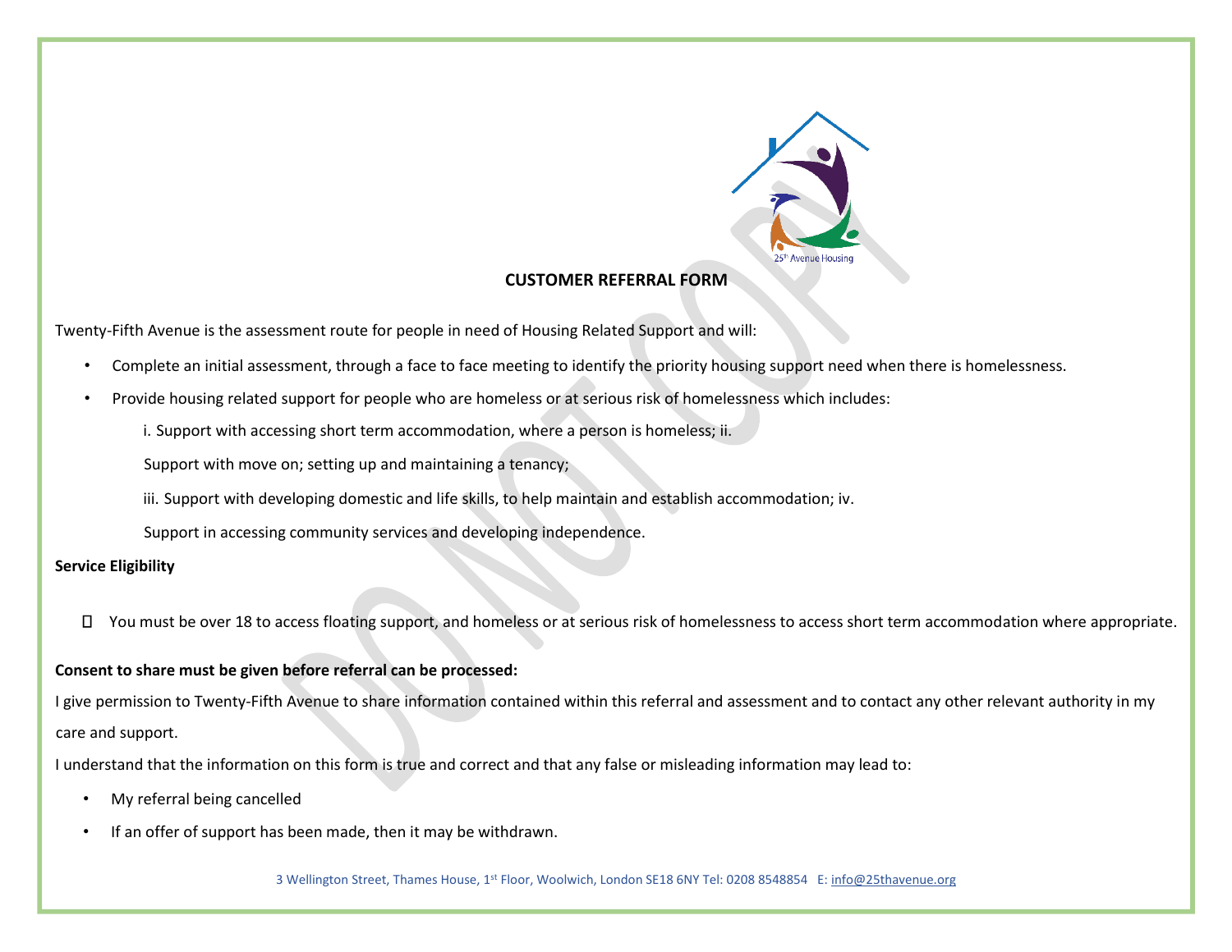**CUSTOMER REFERRAL FORM**

Twenty-Fifth Avenue is the assessment route for people in need of Housing Related Support and will:

- Complete an initial assessment, through a face to face meeting to identify the priority housing support need when there is homelessness.
- Provide housing related support for people who are homeless or at serious risk of homelessness which includes:

  i. Support with accessing short term accommodation, where a person is homeless; ii.

  Support with move on; setting up and maintaining a tenancy;

  iii. Support with developing domestic and life skills, to help maintain and establish accommodation; iv.

  Support in accessing community services and developing independence.

**Service Eligibility**

- You must be over 18 to access floating support, and homeless or at serious risk of homelessness to access short term accommodation where appropriate.

**Consent to share must be given before referral can be processed:**

I give permission to Twenty-Fifth Avenue to share information contained within this referral and assessment and to contact any other relevant authority in my care and support.

I understand that the information on this form is true and correct and that any false or misleading information may lead to:

- My referral being cancelled
- If an offer of support has been made, then it may be withdrawn.

3 Wellington Street, Thames House, 1st Floor, Woolwich, London SE18 6NY Tel: 0208 8548854 E: info@25thavenue.org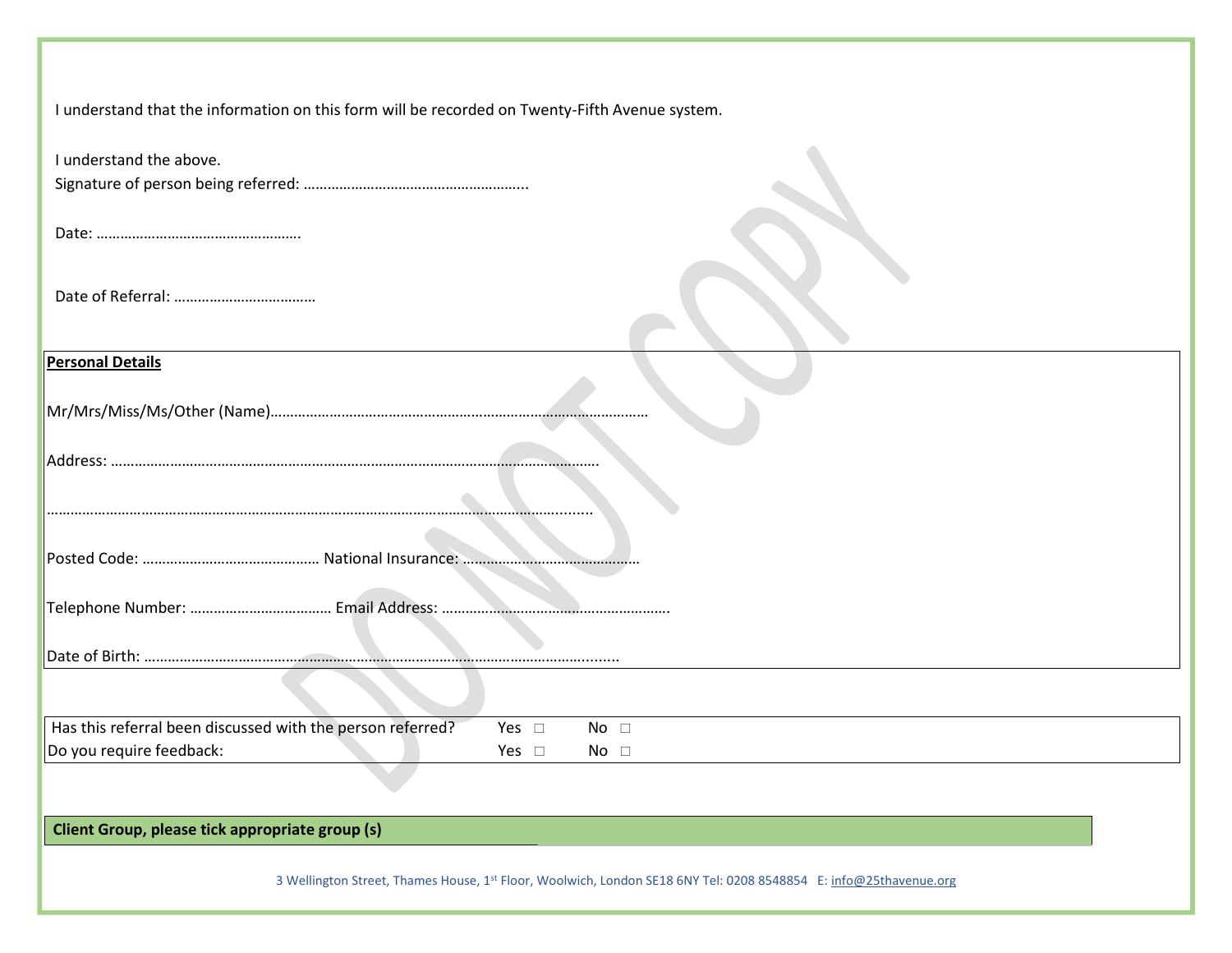I understand that the information on this form will be recorded on Twenty-Fifth Avenue system.

I understand the above.
Signature of person being referred: ………………………………………………..

Date: …………………………………………….

Date of Referral: ……………………………..

**Personal Details**

Mr/Mrs/Miss/Ms/Other (Name)……………………………………………………………………………………

Address: ……………………………………………………………………………………………………………..

…………………………………………………………………………………………………………………........

Posted Code: ……………………………………… National Insurance: ……………………………………..

Telephone Number: ……………………………… Email Address: ………………………………………………….

Date of Birth: ……………………………………………………………………………………………….........

| | | |
|---|---|---|
| Has this referral been discussed with the person referred? | Yes ☐ | No ☐ |
| Do you require feedback: | Yes ☐ | No ☐ |

**Client Group, please tick appropriate group (s)**

3 Wellington Street, Thames House, 1st Floor, Woolwich, London SE18 6NY Tel: 0208 8548854 E: info@25thavenue.org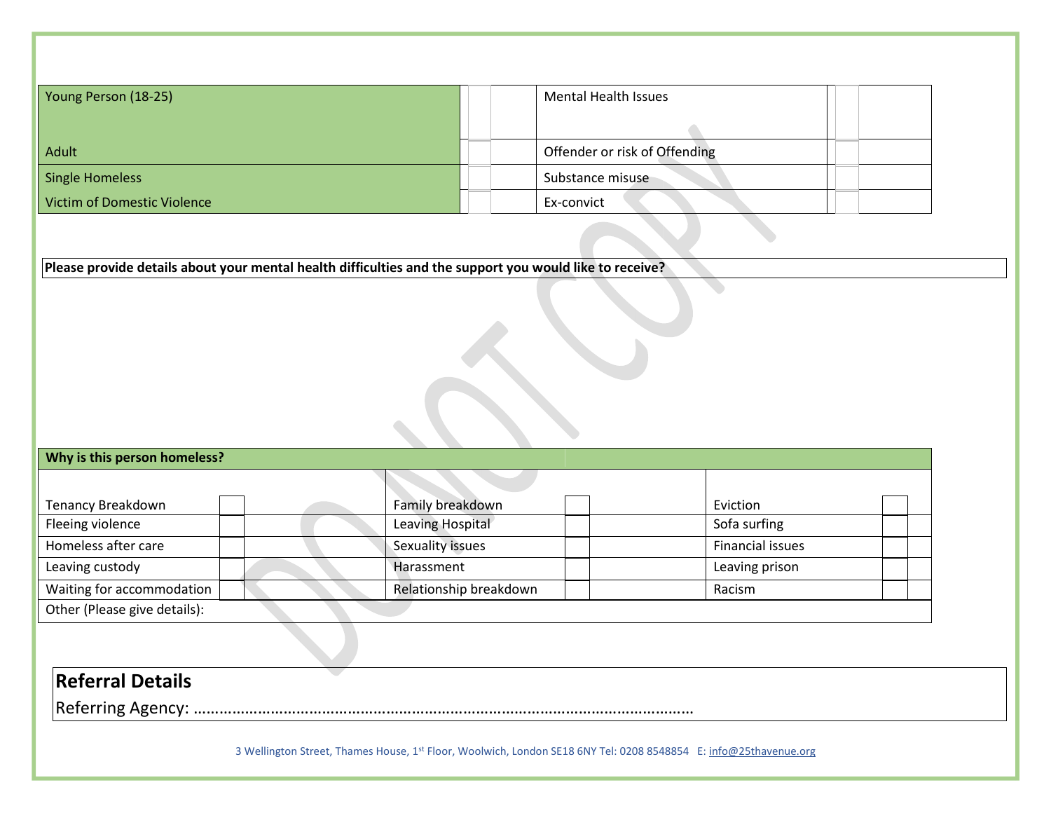| Young Person (18-25) | | Mental Health Issues | |
|---|---|---|---|
| Adult | | Offender or risk of Offending | |
| Single Homeless | | Substance misuse | |
| Victim of Domestic Violence | | Ex-convict | |

**Please provide details about your mental health difficulties and the support you would like to receive?**

| Why is this person homeless? | | | | | |
|---|---|---|---|---|---|
| Tenancy Breakdown | | Family breakdown | | Eviction | |
| Fleeing violence | | Leaving Hospital | | Sofa surfing | |
| Homeless after care | | Sexuality issues | | Financial issues | |
| Leaving custody | | Harassment | | Leaving prison | |
| Waiting for accommodation | | Relationship breakdown | | Racism | |
| Other (Please give details): | | | | | |

## Referral Details

Referring Agency: ……………………………………………………………………………………………………

3 Wellington Street, Thames House, 1st Floor, Woolwich, London SE18 6NY Tel: 0208 8548854 E: info@25thavenue.org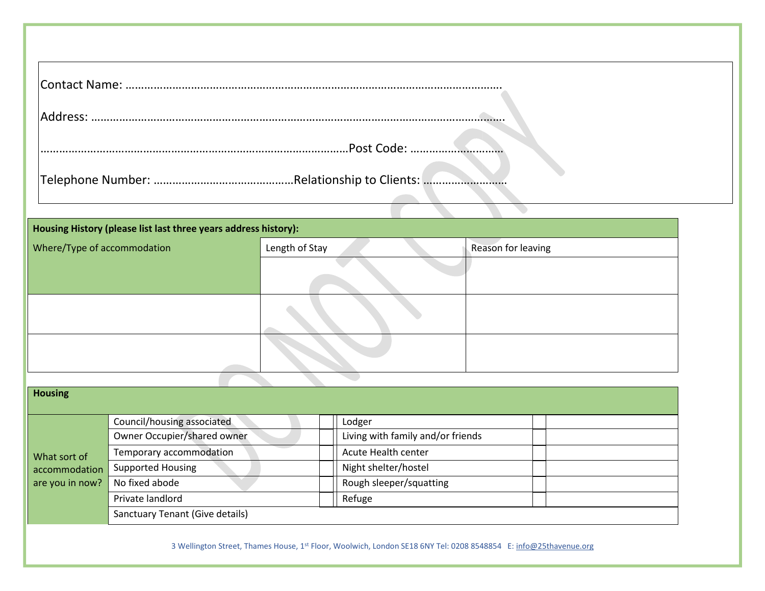Contact Name: ……………………………………………………………………………………………………….

Address: ………………………………………………………………………………………………………………….

……………………………………………………………………………………………Post Code: ………………………..

Telephone Number: ………………………………………Relationship to Clients: ……………………..

| **Housing History (please list last three years address history):** | | |
|---|---|---|
| Where/Type of accommodation | Length of Stay | Reason for leaving |
| | | |
| | | |
| | | |

| **Housing** | | | | | |
|---|---|---|---|---|---|
| What sort of accommodation are you in now? | Council/housing associated | | Lodger | | |
| | Owner Occupier/shared owner | | Living with family and/or friends | | |
| | Temporary accommodation | | Acute Health center | | |
| | Supported Housing | | Night shelter/hostel | | |
| | No fixed abode | | Rough sleeper/squatting | | |
| | Private landlord | | Refuge | | |
| | Sanctuary Tenant (Give details) | | | | |

3 Wellington Street, Thames House, 1st Floor, Woolwich, London SE18 6NY Tel: 0208 8548854 E: info@25thavenue.org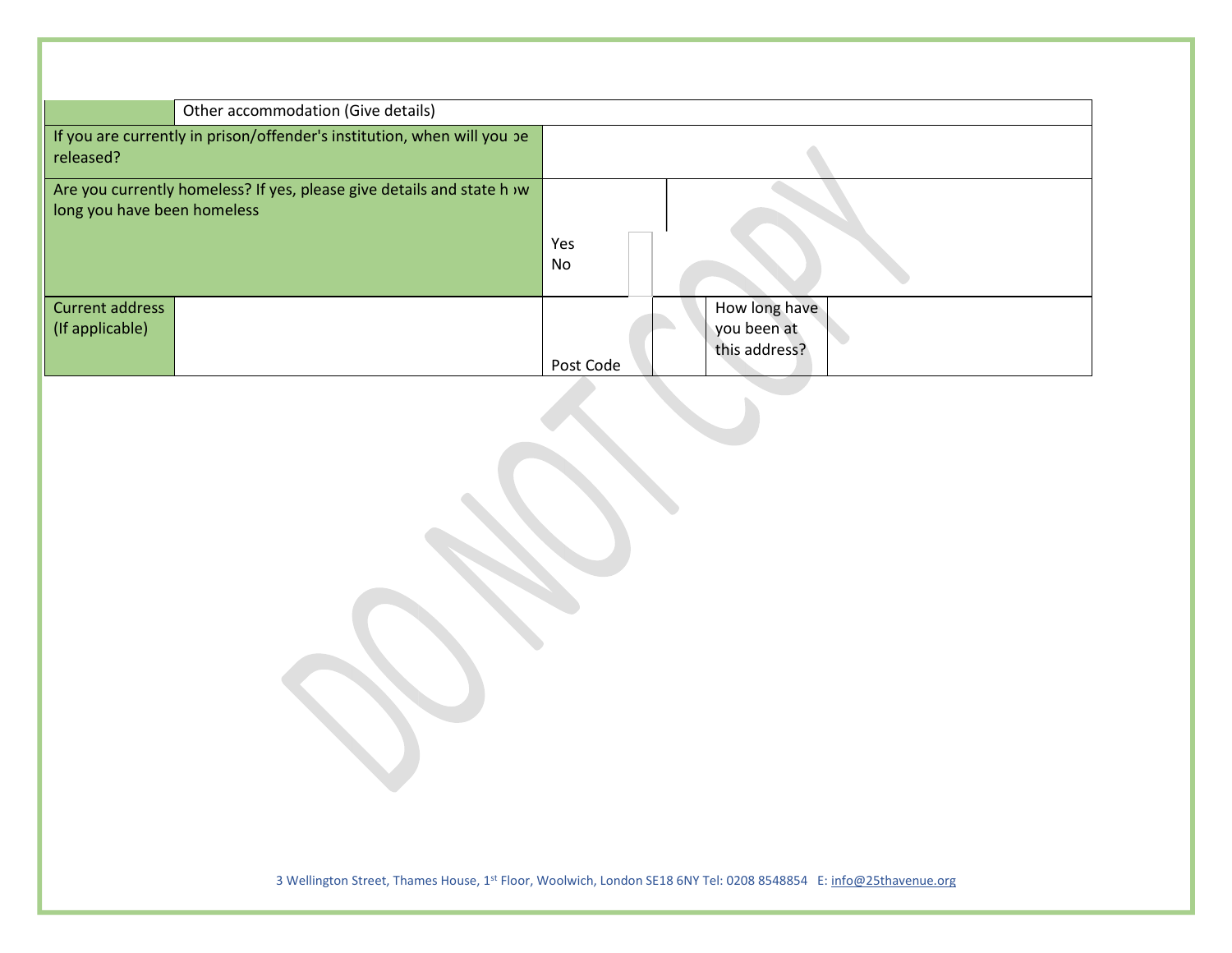| | Other accommodation (Give details) | | | | |
|---|---|---|---|---|---|
| If you are currently in prison/offender's institution, when will you be released? | | | | | |
| Are you currently homeless? If yes, please give details and state how long you have been homeless | | Yes<br>No | | | |
| Current address (If applicable) | | Post Code | | How long have you been at this address? | |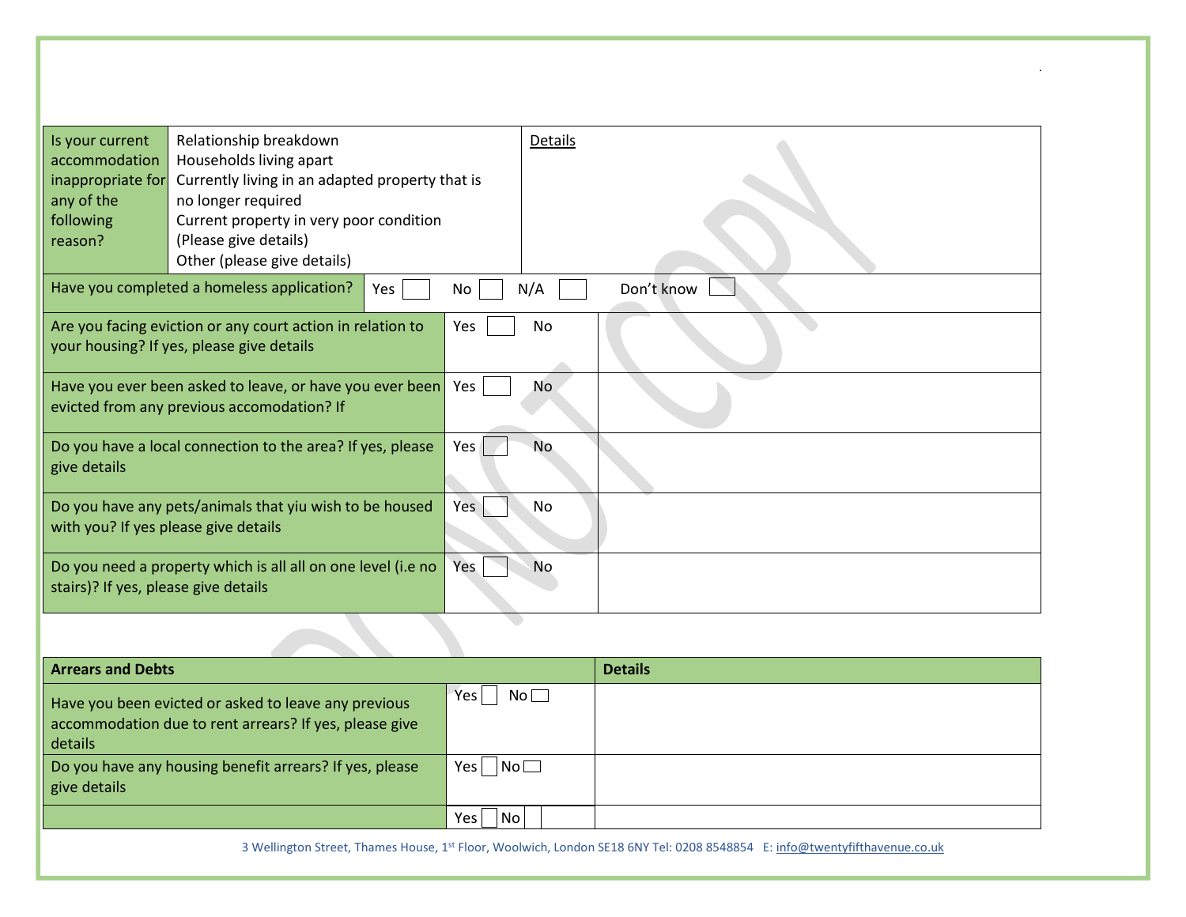| Is your current accommodation inappropriate for any of the following reason? | Relationship breakdown<br>Households living apart<br>Currently living in an adapted property that is no longer required<br>Current property in very poor condition<br>(Please give details)<br>Other (please give details) | Details |
|---|---|---|

| Have you completed a homeless application? | Yes ☐ No ☐ N/A ☐ Don't know ☐ |
|---|---|

| | | |
|---|---|---|
| Are you facing eviction or any court action in relation to your housing? If yes, please give details | Yes ☐ No | |
| Have you ever been asked to leave, or have you ever been evicted from any previous accomodation? If | Yes ☐ No | |
| Do you have a local connection to the area? If yes, please give details | Yes ☐ No | |
| Do you have any pets/animals that yiu wish to be housed with you? If yes please give details | Yes ☐ No | |
| Do you need a property which is all all on one level (i.e no stairs)? If yes, please give details | Yes ☐ No | |

| **Arrears and Debts** | | **Details** |
|---|---|---|
| Have you been evicted or asked to leave any previous accommodation due to rent arrears? If yes, please give details | Yes ☐ No ☐ | |
| Do you have any housing benefit arrears? If yes, please give details | Yes ☐ No ☐ | |
| | Yes ☐ No ☐ | |

3 Wellington Street, Thames House, 1st Floor, Woolwich, London SE18 6NY Tel: 0208 8548854 E: info@twentyfifthavenue.co.uk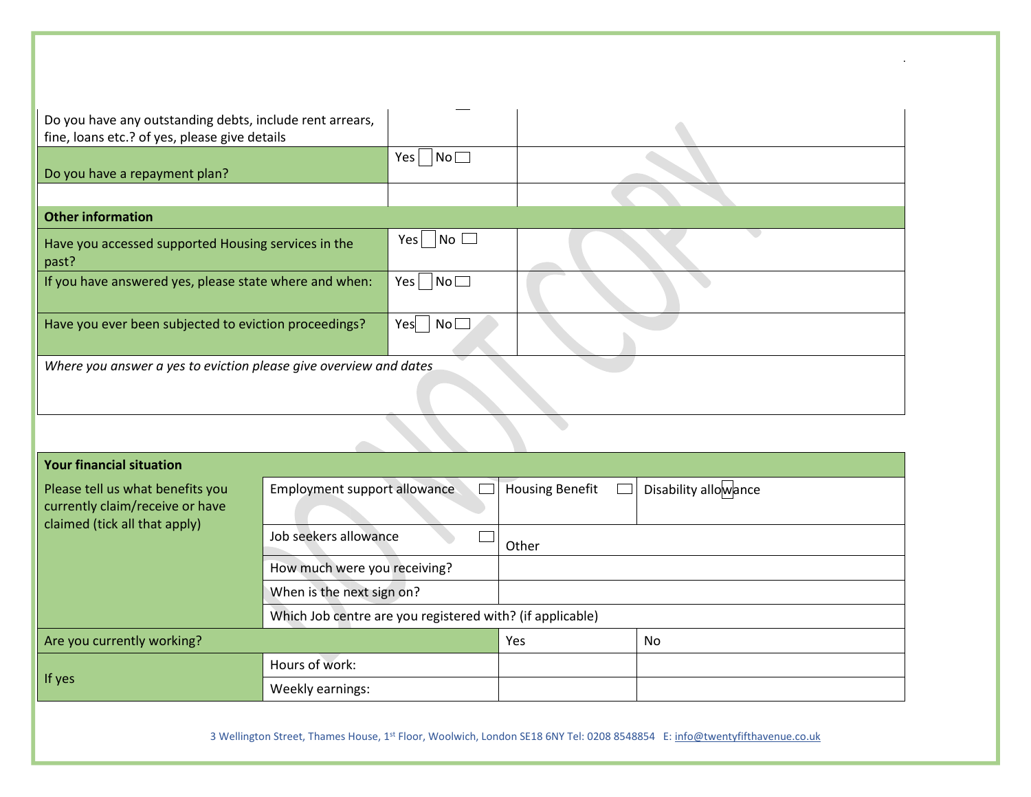| | | |
|---|---|---|
| Do you have any outstanding debts, include rent arrears, fine, loans etc.? of yes, please give details | | |
| Do you have a repayment plan? | Yes ☐ No ☐ | |
| | | |
| **Other information** | | |
| Have you accessed supported Housing services in the past? | Yes ☐ No ☐ | |
| If you have answered yes, please state where and when: | Yes ☐ No ☐ | |
| Have you ever been subjected to eviction proceedings? | Yes ☐ No ☐ | |
| *Where you answer a yes to eviction please give overview and dates* | | |

| **Your financial situation** | | | |
|---|---|---|---|
| Please tell us what benefits you currently claim/receive or have claimed (tick all that apply) | Employment support allowance ☐ | Housing Benefit ☐ | Disability allowance ☐ |
| | Job seekers allowance ☐ | Other | |
| | How much were you receiving? | | |
| | When is the next sign on? | | |
| | Which Job centre are you registered with? (if applicable) | | |
| Are you currently working? | | Yes | No |
| If yes | Hours of work: | | |
| | Weekly earnings: | | |

3 Wellington Street, Thames House, 1st Floor, Woolwich, London SE18 6NY Tel: 0208 8548854 E: info@twentyfifthavenue.co.uk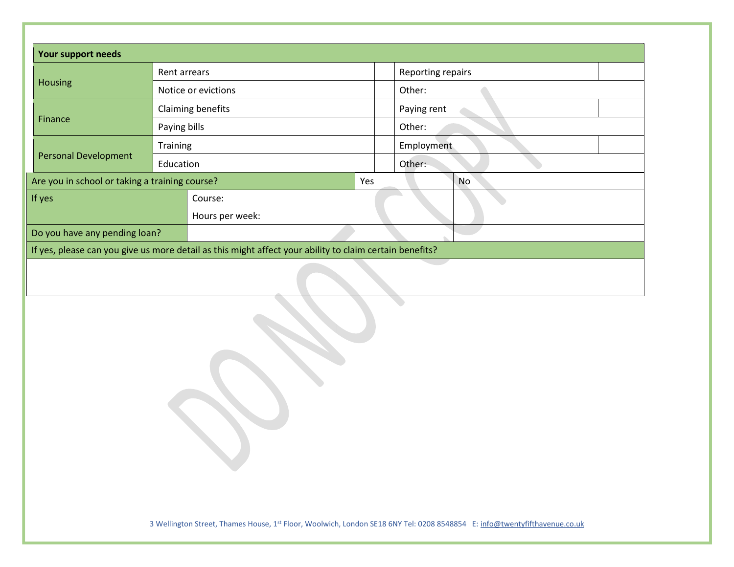| Your support needs | | | | |
| --- | --- | --- | --- | --- |
| Housing | Rent arrears | | Reporting repairs | |
| | Notice or evictions | | Other: | |
| Finance | Claiming benefits | | Paying rent | |
| | Paying bills | | Other: | |
| Personal Development | Training | | Employment | |
| | Education | | Other: | |

| Are you in school or taking a training course? | | Yes | No |
| --- | --- | --- | --- |
| If yes | Course: | | |
| | Hours per week: | | |
| Do you have any pending loan? | | | |
| If yes, please can you give us more detail as this might affect your ability to claim certain benefits? | | | |
| | | | |

DO NOT COPY

3 Wellington Street, Thames House, 1st Floor, Woolwich, London SE18 6NY Tel: 0208 8548854 E: info@twentyfifthavenue.co.uk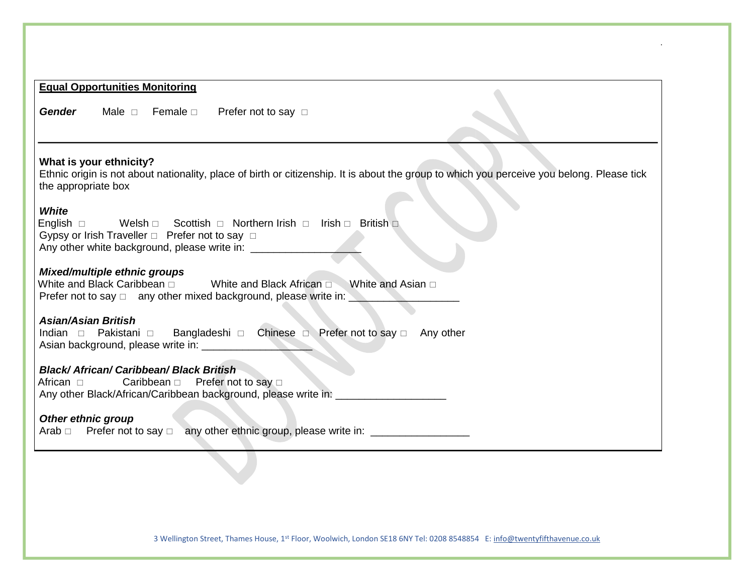**Equal Opportunities Monitoring**

***Gender*** Male □ Female □ Prefer not to say □

---

**What is your ethnicity?**

Ethnic origin is not about nationality, place of birth or citizenship. It is about the group to which you perceive you belong. Please tick the appropriate box

***White***

English □ Welsh □ Scottish □ Northern Irish □ Irish □ British □
Gypsy or Irish Traveller □ Prefer not to say □
Any other white background, please write in: __________________

***Mixed/multiple ethnic groups***

White and Black Caribbean □ White and Black African □ White and Asian □
Prefer not to say □ any other mixed background, please write in: __________________

***Asian/Asian British***

Indian □ Pakistani □ Bangladeshi □ Chinese □ Prefer not to say □ Any other Asian background, please write in: __________________

***Black/ African/ Caribbean/ Black British***

African □ Caribbean □ Prefer not to say □
Any other Black/African/Caribbean background, please write in: __________________

***Other ethnic group***

Arab □ Prefer not to say □ any other ethnic group, please write in: ________________

DO NOT COPY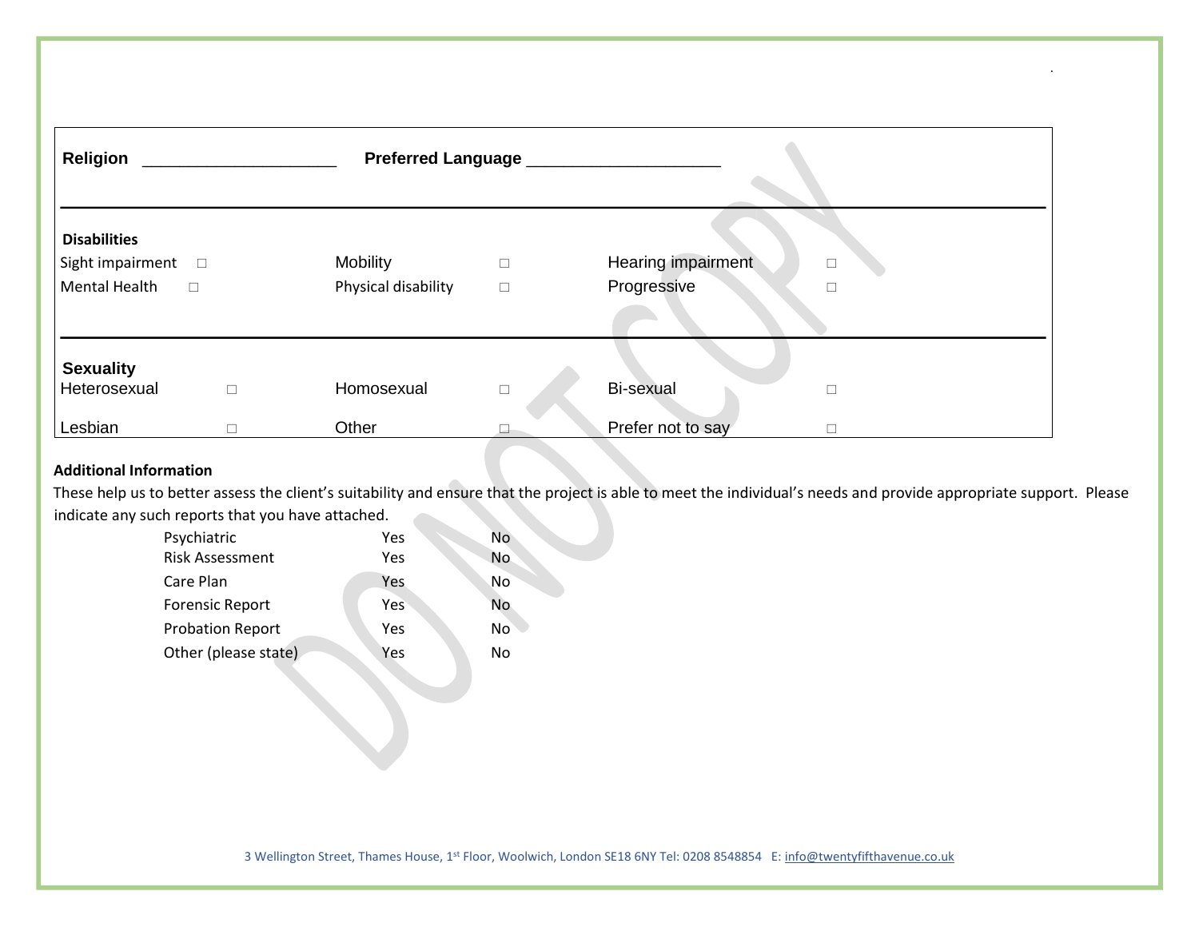**Religion** ____________________ **Preferred Language** ____________________

**Disabilities**

| | | | | | |
|---|---|---|---|---|---|
| Sight impairment | □ | Mobility | □ | Hearing impairment | □ |
| Mental Health | □ | Physical disability | □ | Progressive | □ |

**Sexuality**

| | | | | | |
|---|---|---|---|---|---|
| Heterosexual | □ | Homosexual | □ | Bi-sexual | □ |
| Lesbian | □ | Other | □ | Prefer not to say | □ |

**Additional Information**

These help us to better assess the client's suitability and ensure that the project is able to meet the individual's needs and provide appropriate support. Please indicate any such reports that you have attached.

| | | |
|---|---|---|
| Psychiatric | Yes | No |
| Risk Assessment | Yes | No |
| Care Plan | Yes | No |
| Forensic Report | Yes | No |
| Probation Report | Yes | No |
| Other (please state) | Yes | No |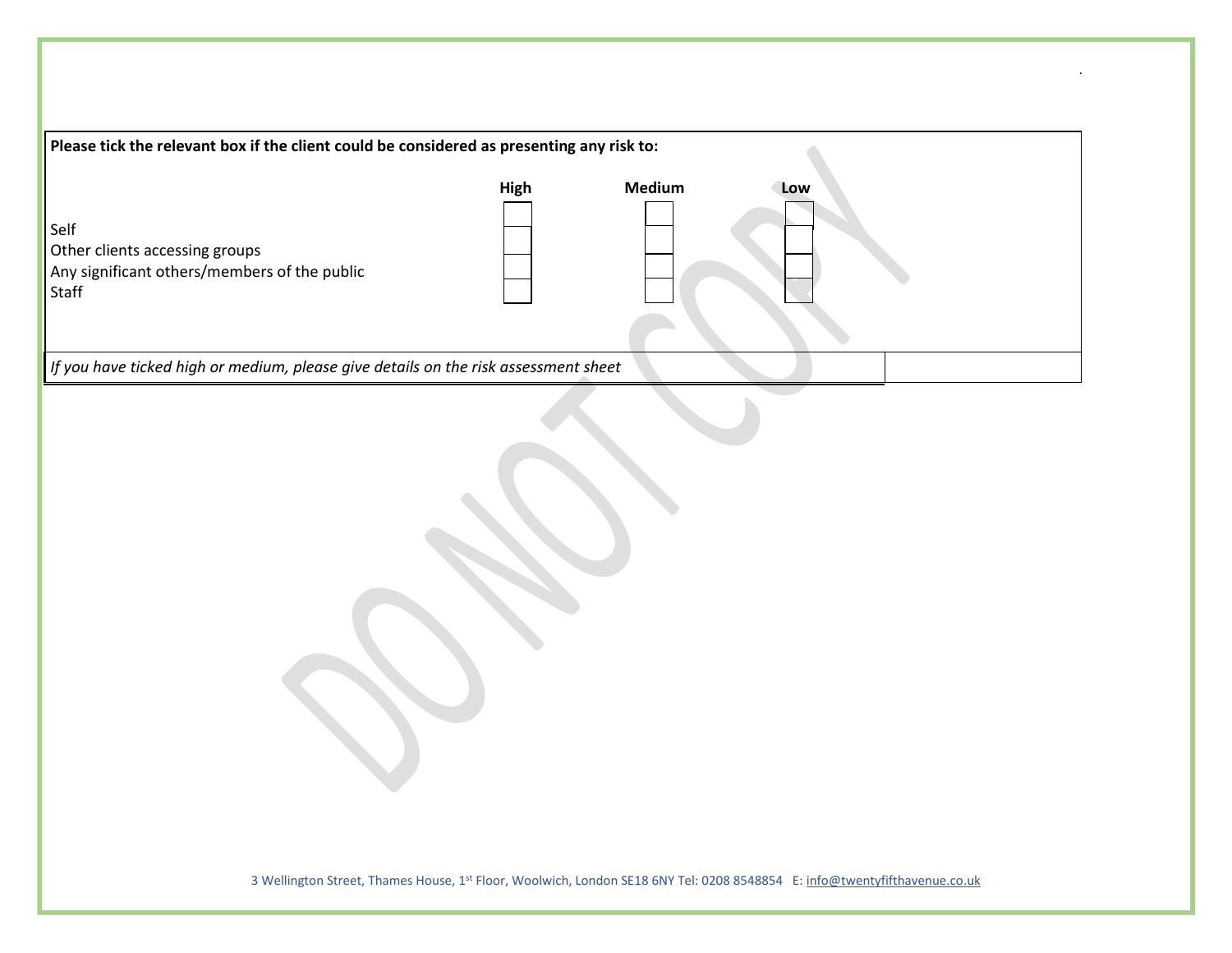**Please tick the relevant box if the client could be considered as presenting any risk to:**

| | **High** | **Medium** | **Low** |
|---|---|---|---|
| Self | | | |
| Other clients accessing groups | | | |
| Any significant others/members of the public | | | |
| Staff | | | |

*If you have ticked high or medium, please give details on the risk assessment sheet*

DO NOT COPY

3 Wellington Street, Thames House, 1st Floor, Woolwich, London SE18 6NY Tel: 0208 8548854 E: info@twentyfifthavenue.co.uk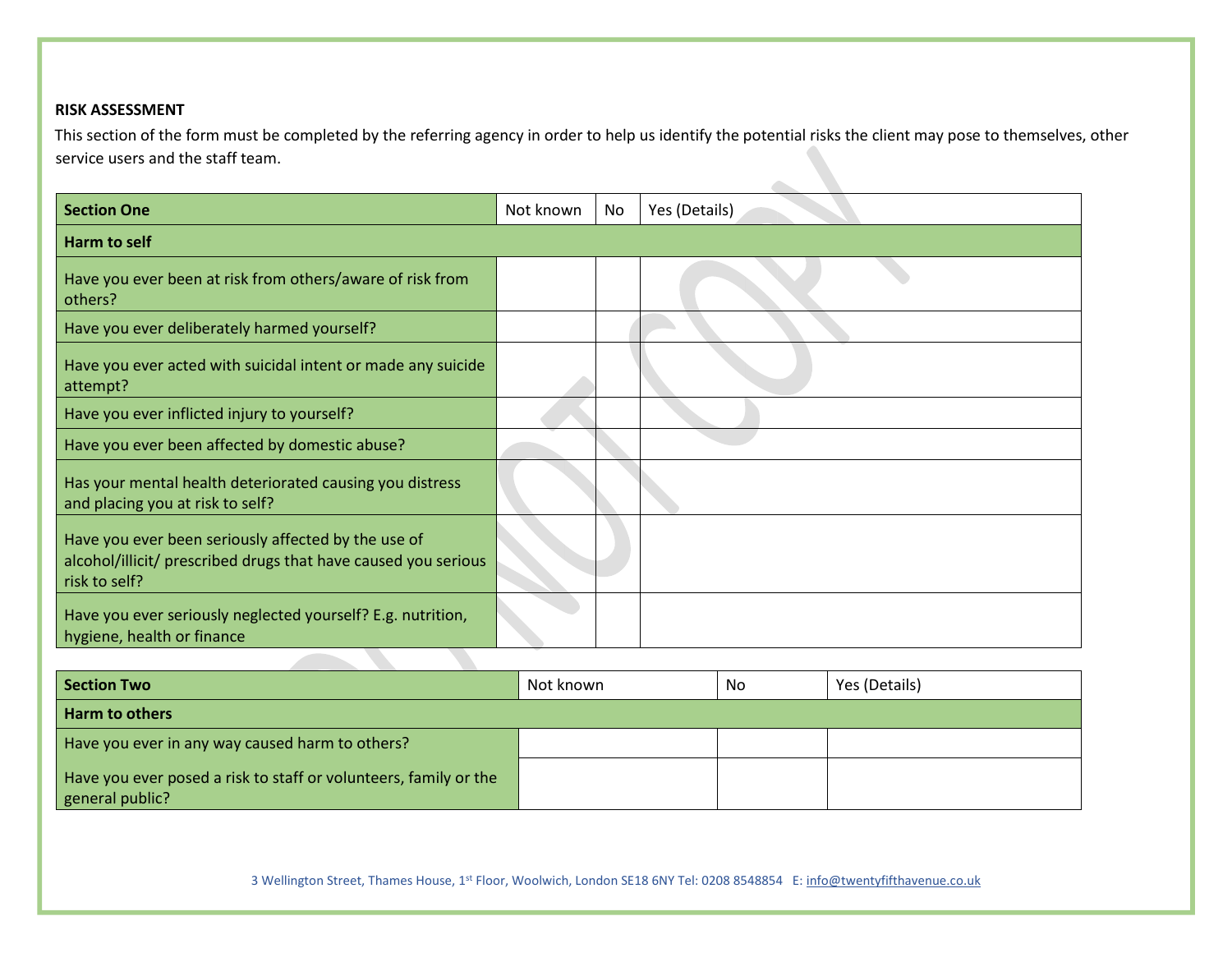**RISK ASSESSMENT**

This section of the form must be completed by the referring agency in order to help us identify the potential risks the client may pose to themselves, other service users and the staff team.

| Section One | Not known | No | Yes (Details) |
|---|---|---|---|
| **Harm to self** | | | |
| Have you ever been at risk from others/aware of risk from others? | | | |
| Have you ever deliberately harmed yourself? | | | |
| Have you ever acted with suicidal intent or made any suicide attempt? | | | |
| Have you ever inflicted injury to yourself? | | | |
| Have you ever been affected by domestic abuse? | | | |
| Has your mental health deteriorated causing you distress and placing you at risk to self? | | | |
| Have you ever been seriously affected by the use of alcohol/illicit/ prescribed drugs that have caused you serious risk to self? | | | |
| Have you ever seriously neglected yourself? E.g. nutrition, hygiene, health or finance | | | |

| Section Two | Not known | No | Yes (Details) |
|---|---|---|---|
| **Harm to others** | | | |
| Have you ever in any way caused harm to others? | | | |
| Have you ever posed a risk to staff or volunteers, family or the general public? | | | |

3 Wellington Street, Thames House, 1st Floor, Woolwich, London SE18 6NY Tel: 0208 8548854 E: info@twentyfifthavenue.co.uk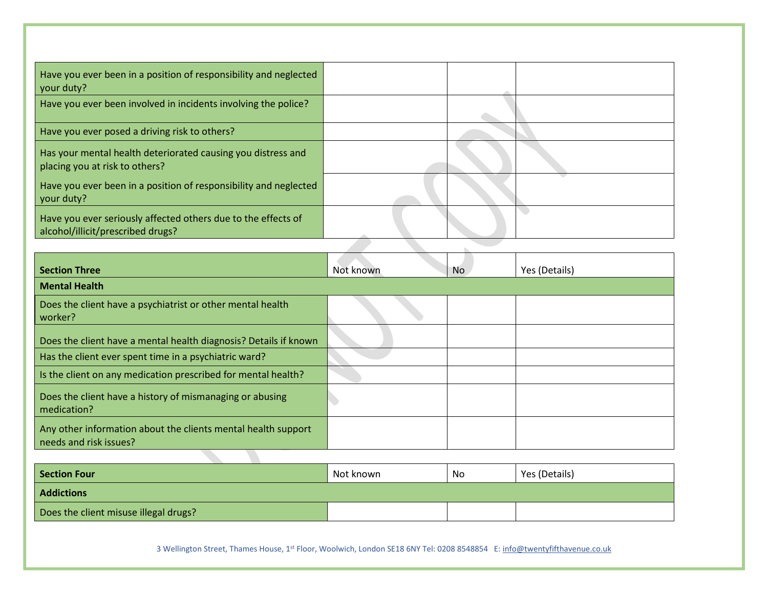| | | | |
|---|---|---|---|
| Have you ever been in a position of responsibility and neglected your duty? | | | |
| Have you ever been involved in incidents involving the police? | | | |
| Have you ever posed a driving risk to others? | | | |
| Has your mental health deteriorated causing you distress and placing you at risk to others? | | | |
| Have you ever been in a position of responsibility and neglected your duty? | | | |
| Have you ever seriously affected others due to the effects of alcohol/illicit/prescribed drugs? | | | |

| **Section Three** | Not known | No | Yes (Details) |
|---|---|---|---|
| **Mental Health** | | | |
| Does the client have a psychiatrist or other mental health worker? | | | |
| Does the client have a mental health diagnosis? Details if known | | | |
| Has the client ever spent time in a psychiatric ward? | | | |
| Is the client on any medication prescribed for mental health? | | | |
| Does the client have a history of mismanaging or abusing medication? | | | |
| Any other information about the clients mental health support needs and risk issues? | | | |

| **Section Four** | Not known | No | Yes (Details) |
|---|---|---|---|
| **Addictions** | | | |
| Does the client misuse illegal drugs? | | | |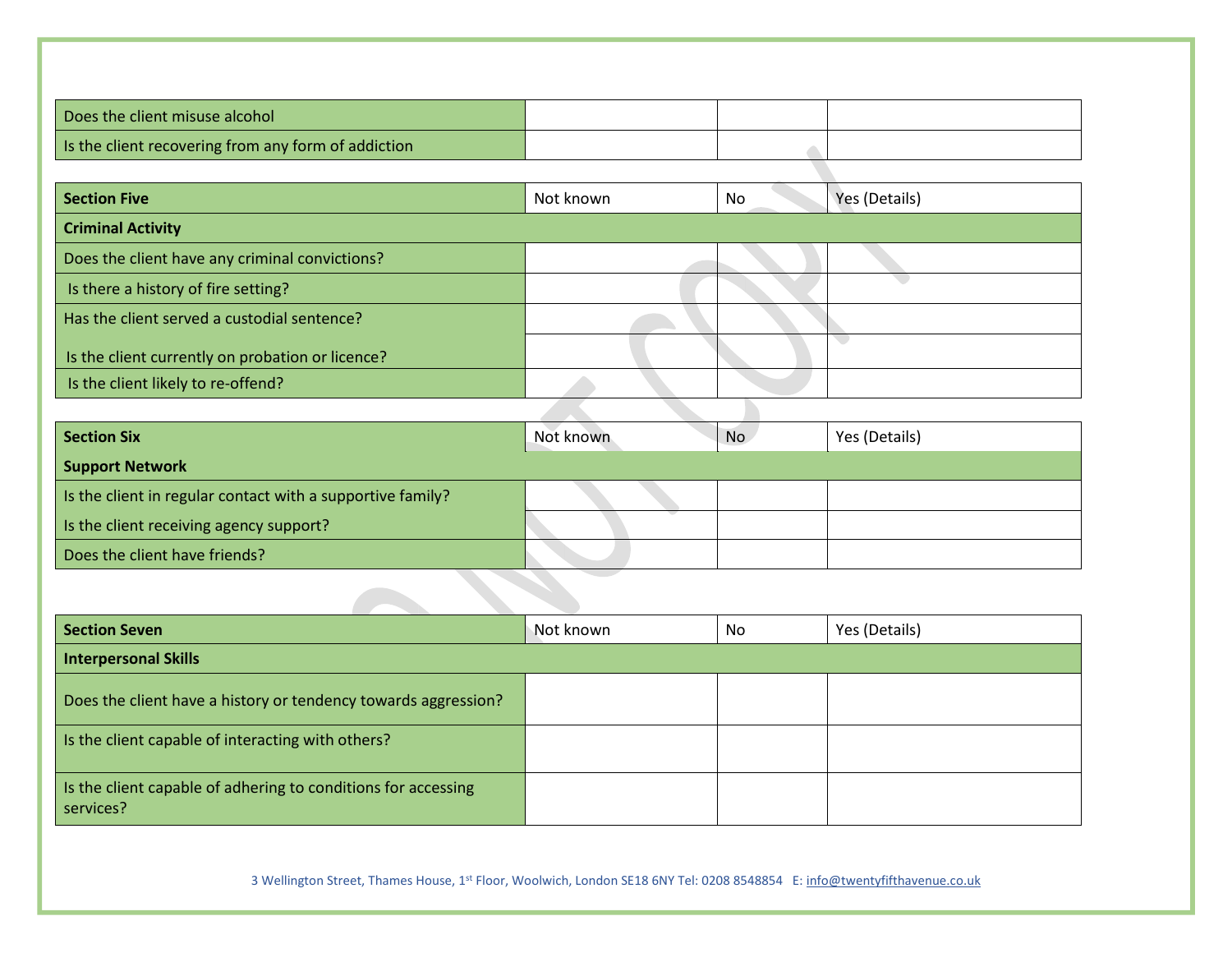| | | | |
|---|---|---|---|
| Does the client misuse alcohol | | | |
| Is the client recovering from any form of addiction | | | |

| **Section Five** | Not known | No | Yes (Details) |
|---|---|---|---|
| **Criminal Activity** | | | |
| Does the client have any criminal convictions? | | | |
| Is there a history of fire setting? | | | |
| Has the client served a custodial sentence? | | | |
| Is the client currently on probation or licence? | | | |
| Is the client likely to re-offend? | | | |

| **Section Six** | Not known | No | Yes (Details) |
|---|---|---|---|
| **Support Network** | | | |
| Is the client in regular contact with a supportive family? | | | |
| Is the client receiving agency support? | | | |
| Does the client have friends? | | | |

| **Section Seven** | Not known | No | Yes (Details) |
|---|---|---|---|
| **Interpersonal Skills** | | | |
| Does the client have a history or tendency towards aggression? | | | |
| Is the client capable of interacting with others? | | | |
| Is the client capable of adhering to conditions for accessing services? | | | |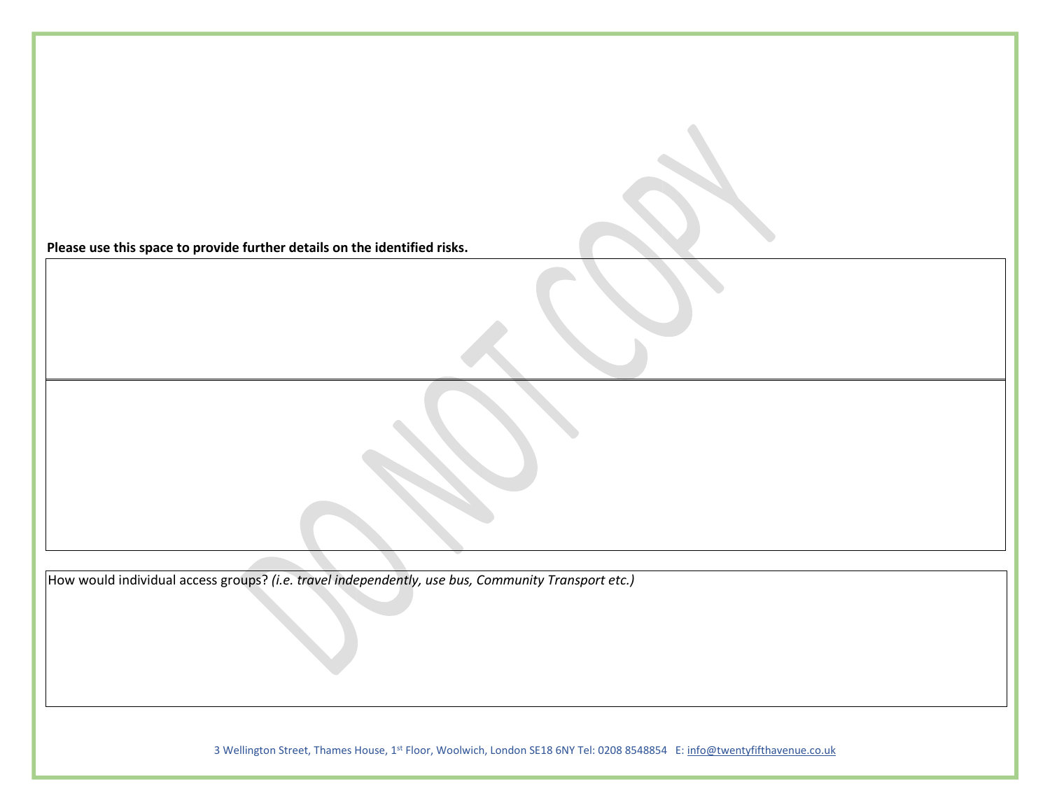**Please use this space to provide further details on the identified risks.**

How would individual access groups? *(i.e. travel independently, use bus, Community Transport etc.)*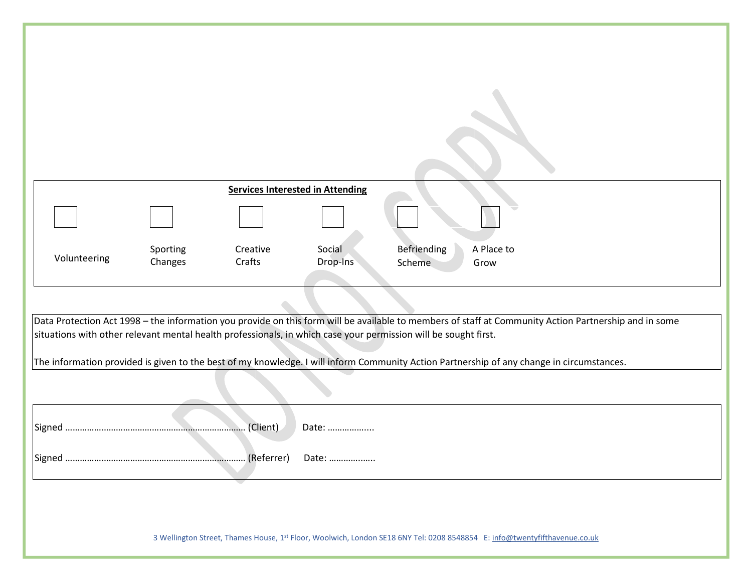**Services Interested in Attending**

| ☐ | ☐ | ☐ | ☐ | ☐ | ☐ |
|---|---|---|---|---|---|
| Volunteering | Sporting Changes | Creative Crafts | Social Drop-Ins | Befriending Scheme | A Place to Grow |

Data Protection Act 1998 – the information you provide on this form will be available to members of staff at Community Action Partnership and in some situations with other relevant mental health professionals, in which case your permission will be sought first.

The information provided is given to the best of my knowledge. I will inform Community Action Partnership of any change in circumstances.

Signed ……………………………………………………………… (Client) Date: ……………...

Signed ……………………………………………………………… (Referrer) Date: ……………...

3 Wellington Street, Thames House, 1st Floor, Woolwich, London SE18 6NY Tel: 0208 8548854 E: info@twentyfifthavenue.co.uk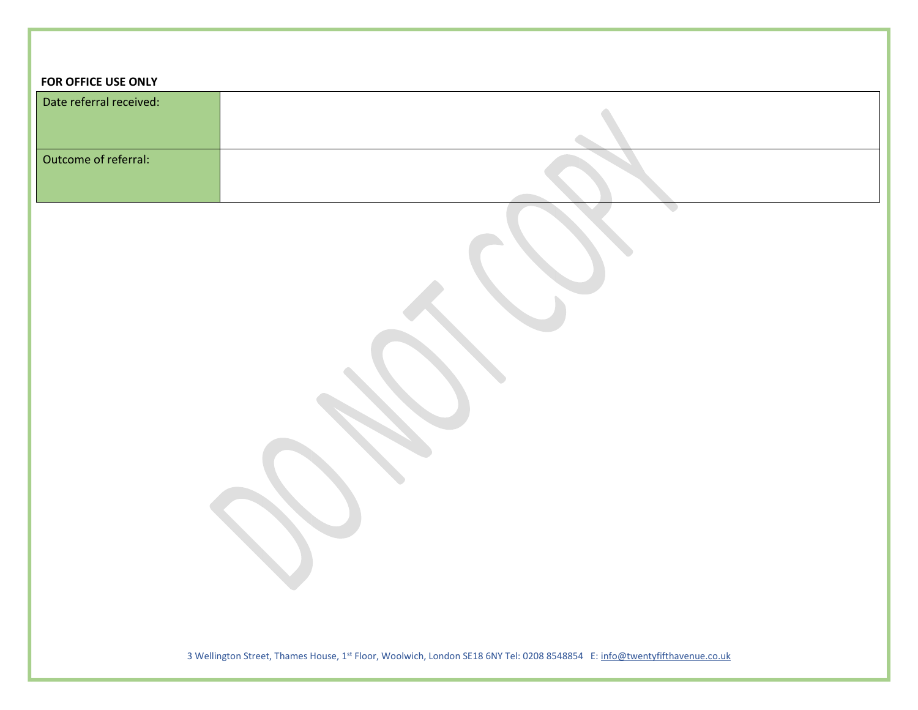**FOR OFFICE USE ONLY**

| | |
|---|---|
| Date referral received: | |
| Outcome of referral: | |